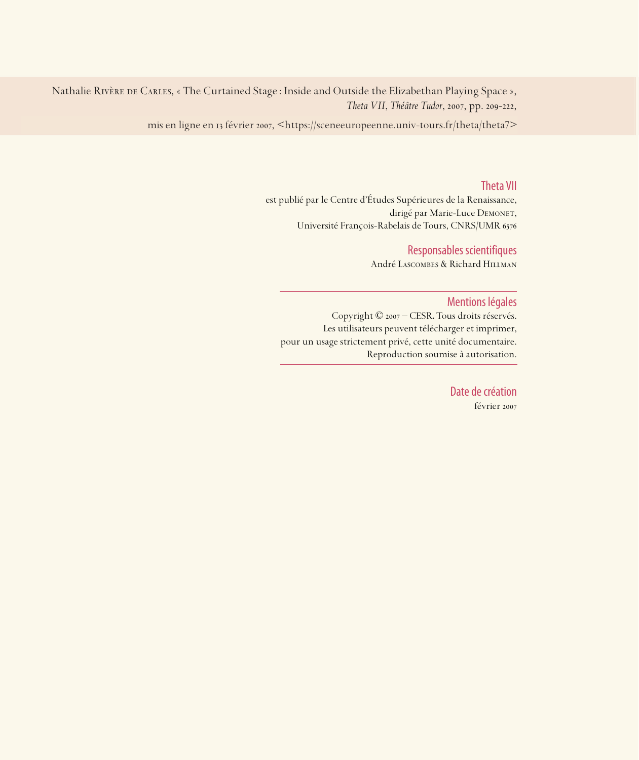Nathalie Rivère de Carles, « The Curtained Stage : Inside and Outside the Elizabethan Playing Space », *Theta VII*, *Théâtre Tudor*, 2007, pp. 209-222,

mis en ligne en 13 février 2007, <https://sceneeuropeenne.univ-tours.fr/theta/theta7>

## Theta VII

est publié par le Centre d'Études Supérieures de la Renaissance,
dirigé par Marie-Luce Demonet,
Université François-Rabelais de Tours, CNRS/UMR 6576

## Responsables scientifiques

André Lascombes & Richard Hillman

## Mentions légales

Copyright © 2007 – CESR. Tous droits réservés.
Les utilisateurs peuvent télécharger et imprimer,
pour un usage strictement privé, cette unité documentaire.
Reproduction soumise à autorisation.

## Date de création

février 2007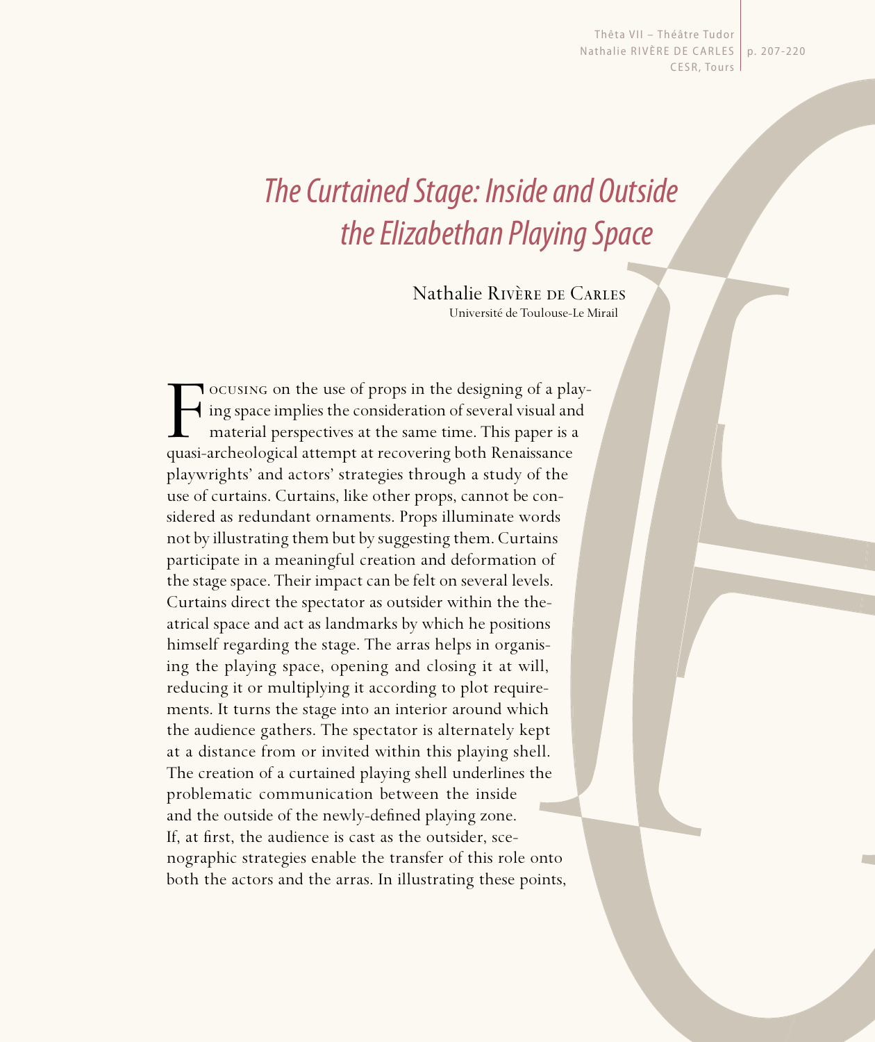# *The Curtained Stage: Inside and Outside the Elizabethan Playing Space*

Nathalie Rivère de Carles
Université de Toulouse-Le Mirail

Focusing on the use of props in the designing of a playing space implies the consideration of several visual and material perspectives at the same time. This paper is a quasi-archeological attempt at recovering both Renaissance playwrights' and actors' strategies through a study of the use of curtains. Curtains, like other props, cannot be considered as redundant ornaments. Props illuminate words not by illustrating them but by suggesting them. Curtains participate in a meaningful creation and deformation of the stage space. Their impact can be felt on several levels. Curtains direct the spectator as outsider within the theatrical space and act as landmarks by which he positions himself regarding the stage. The arras helps in organising the playing space, opening and closing it at will, reducing it or multiplying it according to plot requirements. It turns the stage into an interior around which the audience gathers. The spectator is alternately kept at a distance from or invited within this playing shell. The creation of a curtained playing shell underlines the problematic communication between the inside and the outside of the newly-defined playing zone. If, at first, the audience is cast as the outsider, scenographic strategies enable the transfer of this role onto both the actors and the arras. In illustrating these points,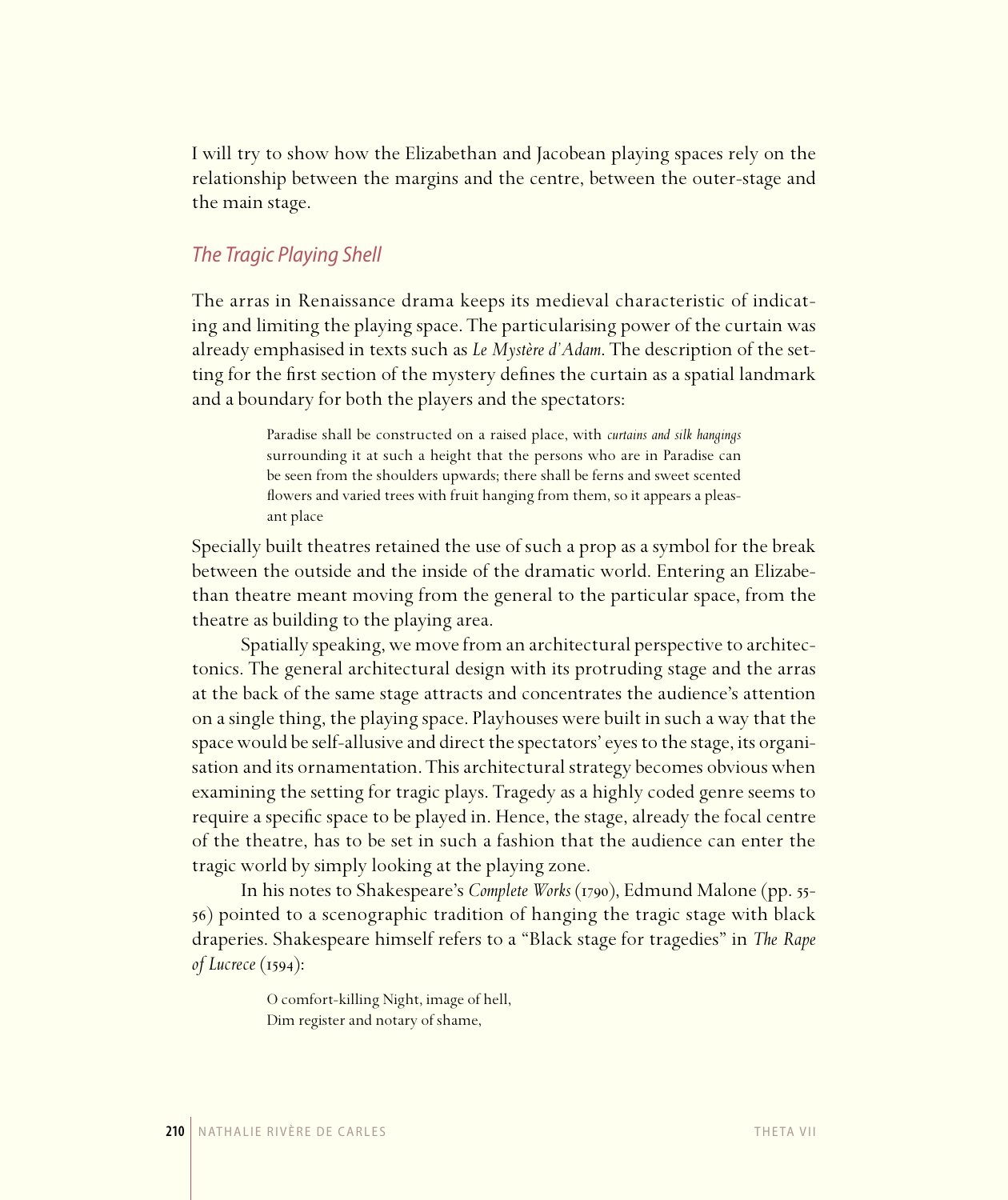I will try to show how the Elizabethan and Jacobean playing spaces rely on the relationship between the margins and the centre, between the outer-stage and the main stage.

## *The Tragic Playing Shell*

The arras in Renaissance drama keeps its medieval characteristic of indicating and limiting the playing space. The particularising power of the curtain was already emphasised in texts such as *Le Mystère d'Adam*. The description of the setting for the first section of the mystery defines the curtain as a spatial landmark and a boundary for both the players and the spectators:

> Paradise shall be constructed on a raised place, with *curtains and silk hangings* surrounding it at such a height that the persons who are in Paradise can be seen from the shoulders upwards; there shall be ferns and sweet scented flowers and varied trees with fruit hanging from them, so it appears a pleasant place

Specially built theatres retained the use of such a prop as a symbol for the break between the outside and the inside of the dramatic world. Entering an Elizabethan theatre meant moving from the general to the particular space, from the theatre as building to the playing area.

Spatially speaking, we move from an architectural perspective to architectonics. The general architectural design with its protruding stage and the arras at the back of the same stage attracts and concentrates the audience's attention on a single thing, the playing space. Playhouses were built in such a way that the space would be self-allusive and direct the spectators' eyes to the stage, its organisation and its ornamentation. This architectural strategy becomes obvious when examining the setting for tragic plays. Tragedy as a highly coded genre seems to require a specific space to be played in. Hence, the stage, already the focal centre of the theatre, has to be set in such a fashion that the audience can enter the tragic world by simply looking at the playing zone.

In his notes to Shakespeare's *Complete Works* (1790), Edmund Malone (pp. 55-56) pointed to a scenographic tradition of hanging the tragic stage with black draperies. Shakespeare himself refers to a "Black stage for tragedies" in *The Rape of Lucrece* (1594):

> O comfort-killing Night, image of hell,
> Dim register and notary of shame,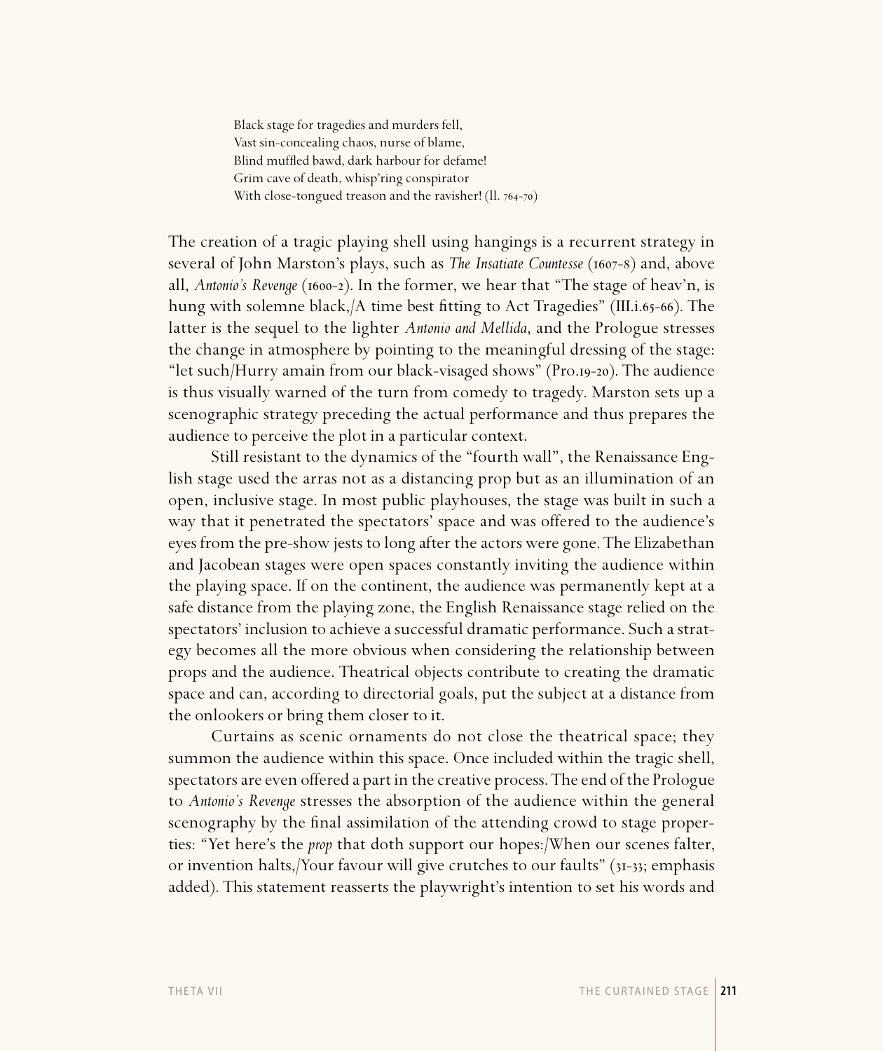> Black stage for tragedies and murders fell,
> Vast sin-concealing chaos, nurse of blame,
> Blind muffled bawd, dark harbour for defame!
> Grim cave of death, whisp'ring conspirator
> With close-tongued treason and the ravisher! (ll. 764-70)

The creation of a tragic playing shell using hangings is a recurrent strategy in several of John Marston's plays, such as *The Insatiate Countesse* (1607-8) and, above all, *Antonio's Revenge* (1600-2). In the former, we hear that "The stage of heav'n, is hung with solemne black,/A time best fitting to Act Tragedies" (III.i.65-66). The latter is the sequel to the lighter *Antonio and Mellida*, and the Prologue stresses the change in atmosphere by pointing to the meaningful dressing of the stage: "let such/Hurry amain from our black-visaged shows" (Pro.19-20). The audience is thus visually warned of the turn from comedy to tragedy. Marston sets up a scenographic strategy preceding the actual performance and thus prepares the audience to perceive the plot in a particular context.

Still resistant to the dynamics of the "fourth wall", the Renaissance English stage used the arras not as a distancing prop but as an illumination of an open, inclusive stage. In most public playhouses, the stage was built in such a way that it penetrated the spectators' space and was offered to the audience's eyes from the pre-show jests to long after the actors were gone. The Elizabethan and Jacobean stages were open spaces constantly inviting the audience within the playing space. If on the continent, the audience was permanently kept at a safe distance from the playing zone, the English Renaissance stage relied on the spectators' inclusion to achieve a successful dramatic performance. Such a strategy becomes all the more obvious when considering the relationship between props and the audience. Theatrical objects contribute to creating the dramatic space and can, according to directorial goals, put the subject at a distance from the onlookers or bring them closer to it.

Curtains as scenic ornaments do not close the theatrical space; they summon the audience within this space. Once included within the tragic shell, spectators are even offered a part in the creative process. The end of the Prologue to *Antonio's Revenge* stresses the absorption of the audience within the general scenography by the final assimilation of the attending crowd to stage properties: "Yet here's the *prop* that doth support our hopes:/When our scenes falter, or invention halts,/Your favour will give crutches to our faults" (31-33; emphasis added). This statement reasserts the playwright's intention to set his words and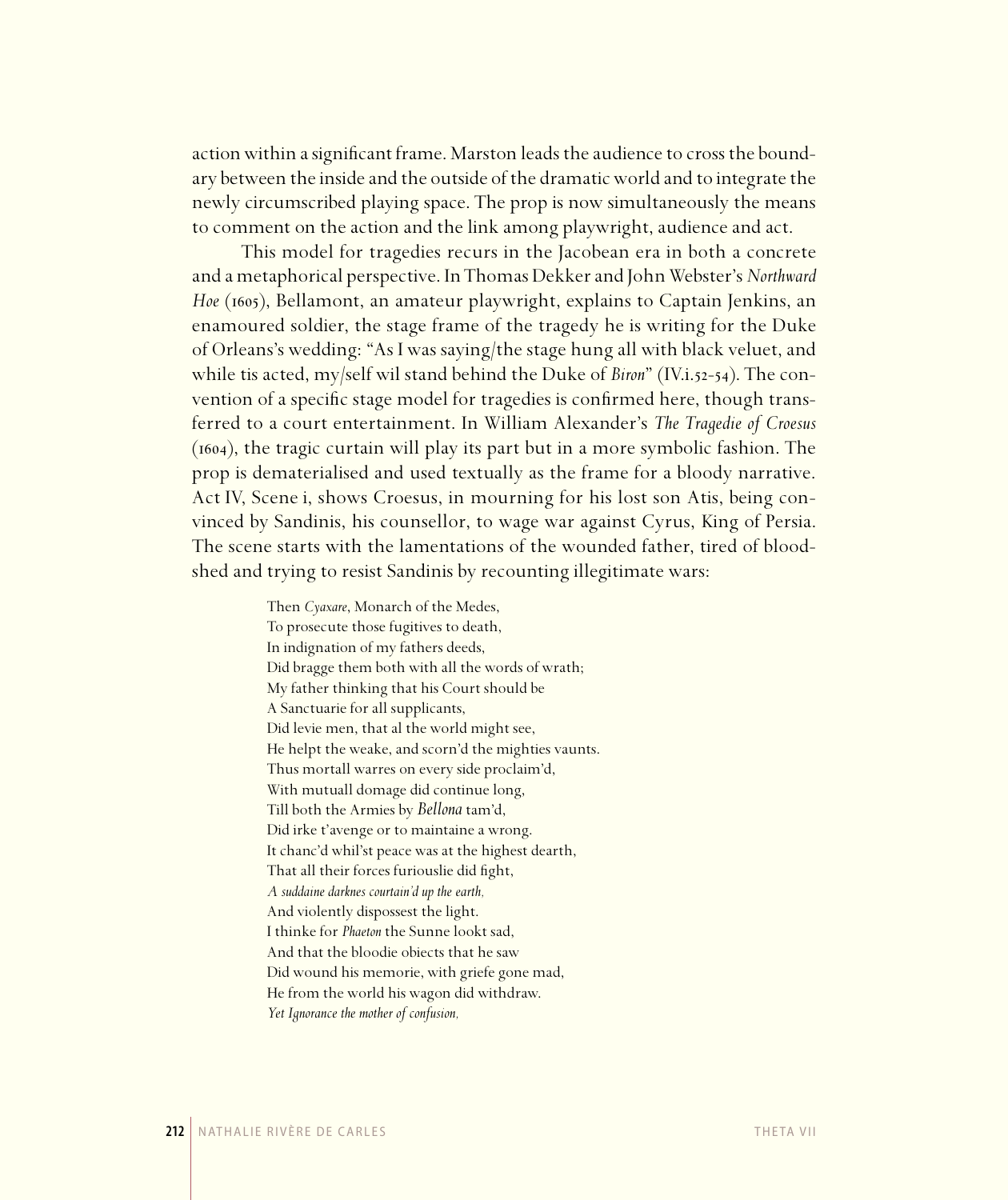action within a significant frame. Marston leads the audience to cross the boundary between the inside and the outside of the dramatic world and to integrate the newly circumscribed playing space. The prop is now simultaneously the means to comment on the action and the link among playwright, audience and act.

This model for tragedies recurs in the Jacobean era in both a concrete and a metaphorical perspective. In Thomas Dekker and John Webster's *Northward Hoe* (1605), Bellamont, an amateur playwright, explains to Captain Jenkins, an enamoured soldier, the stage frame of the tragedy he is writing for the Duke of Orleans's wedding: "As I was saying/the stage hung all with black veluet, and while tis acted, my/self wil stand behind the Duke of *Biron*" (IV.i.52-54). The convention of a specific stage model for tragedies is confirmed here, though transferred to a court entertainment. In William Alexander's *The Tragedie of Croesus* (1604), the tragic curtain will play its part but in a more symbolic fashion. The prop is dematerialised and used textually as the frame for a bloody narrative. Act IV, Scene i, shows Croesus, in mourning for his lost son Atis, being convinced by Sandinis, his counsellor, to wage war against Cyrus, King of Persia. The scene starts with the lamentations of the wounded father, tired of bloodshed and trying to resist Sandinis by recounting illegitimate wars:

> Then *Cyaxare*, Monarch of the Medes,
> To prosecute those fugitives to death,
> In indignation of my fathers deeds,
> Did bragge them both with all the words of wrath;
> My father thinking that his Court should be
> A Sanctuarie for all supplicants,
> Did levie men, that al the world might see,
> He helpt the weake, and scorn'd the mighties vaunts.
> Thus mortall warres on every side proclaim'd,
> With mutuall domage did continue long,
> Till both the Armies by *Bellona* tam'd,
> Did irke t'avenge or to maintaine a wrong.
> It chanc'd whil'st peace was at the highest dearth,
> That all their forces furiouslie did fight,
> *A suddaine darknes courtain'd up the earth,*
> And violently dispossest the light.
> I thinke for *Phaeton* the Sunne lookt sad,
> And that the bloodie obiects that he saw
> Did wound his memorie, with griefe gone mad,
> He from the world his wagon did withdraw.
> *Yet Ignorance the mother of confusion,*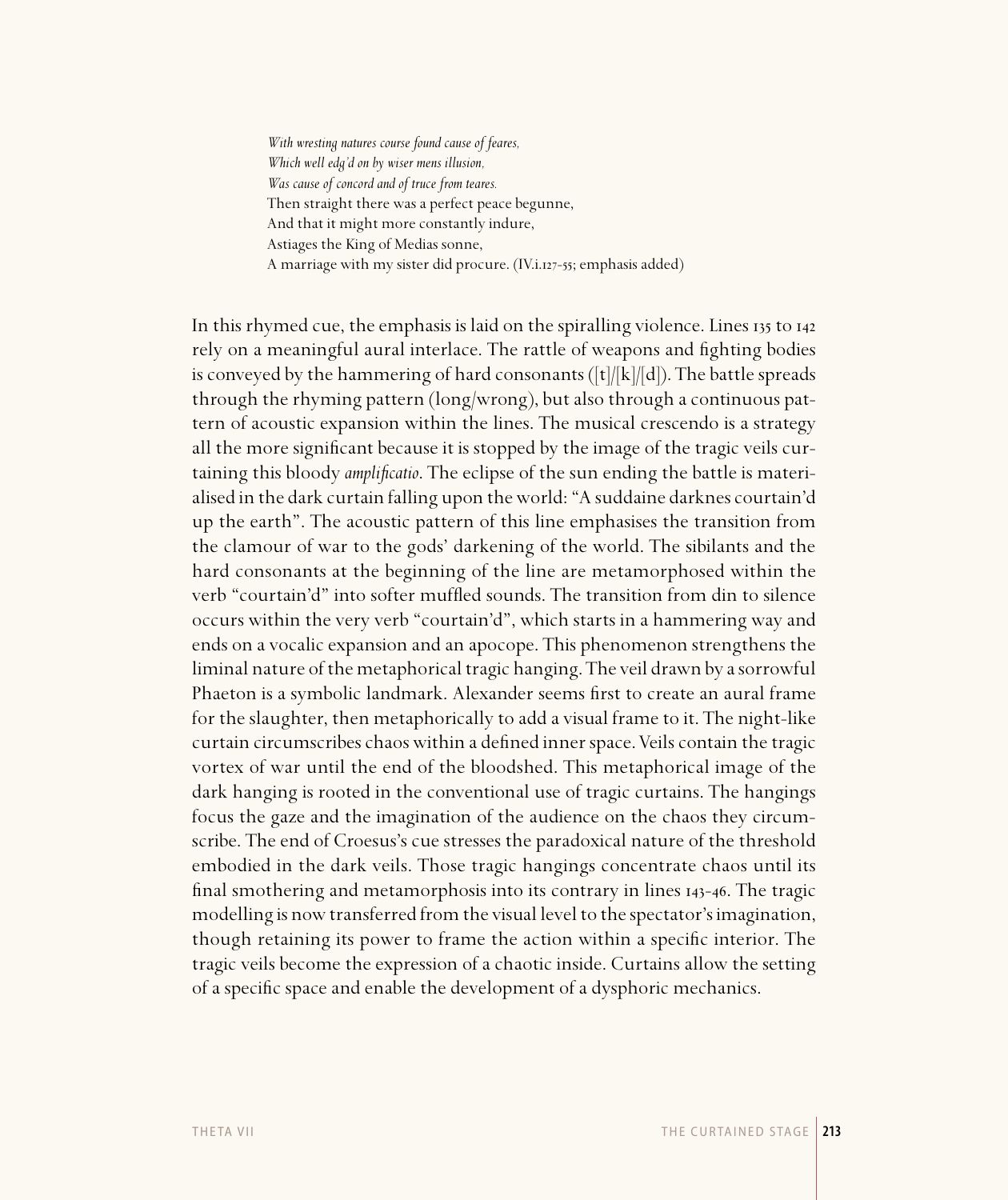*With wresting natures course found cause of feares,*
*Which well edg'd on by wiser mens illusion,*
*Was cause of concord and of truce from teares.*
Then straight there was a perfect peace begunne,
And that it might more constantly indure,
Astiages the King of Medias sonne,
A marriage with my sister did procure. (IV.i.127-55; emphasis added)

In this rhymed cue, the emphasis is laid on the spiralling violence. Lines 135 to 142 rely on a meaningful aural interlace. The rattle of weapons and fighting bodies is conveyed by the hammering of hard consonants ([t]/[k]/[d]). The battle spreads through the rhyming pattern (long/wrong), but also through a continuous pattern of acoustic expansion within the lines. The musical crescendo is a strategy all the more significant because it is stopped by the image of the tragic veils curtaining this bloody *amplificatio*. The eclipse of the sun ending the battle is materialised in the dark curtain falling upon the world: "A suddaine darknes courtain'd up the earth". The acoustic pattern of this line emphasises the transition from the clamour of war to the gods' darkening of the world. The sibilants and the hard consonants at the beginning of the line are metamorphosed within the verb "courtain'd" into softer muffled sounds. The transition from din to silence occurs within the very verb "courtain'd", which starts in a hammering way and ends on a vocalic expansion and an apocope. This phenomenon strengthens the liminal nature of the metaphorical tragic hanging. The veil drawn by a sorrowful Phaeton is a symbolic landmark. Alexander seems first to create an aural frame for the slaughter, then metaphorically to add a visual frame to it. The night-like curtain circumscribes chaos within a defined inner space. Veils contain the tragic vortex of war until the end of the bloodshed. This metaphorical image of the dark hanging is rooted in the conventional use of tragic curtains. The hangings focus the gaze and the imagination of the audience on the chaos they circumscribe. The end of Croesus's cue stresses the paradoxical nature of the threshold embodied in the dark veils. Those tragic hangings concentrate chaos until its final smothering and metamorphosis into its contrary in lines 143-46. The tragic modelling is now transferred from the visual level to the spectator's imagination, though retaining its power to frame the action within a specific interior. The tragic veils become the expression of a chaotic inside. Curtains allow the setting of a specific space and enable the development of a dysphoric mechanics.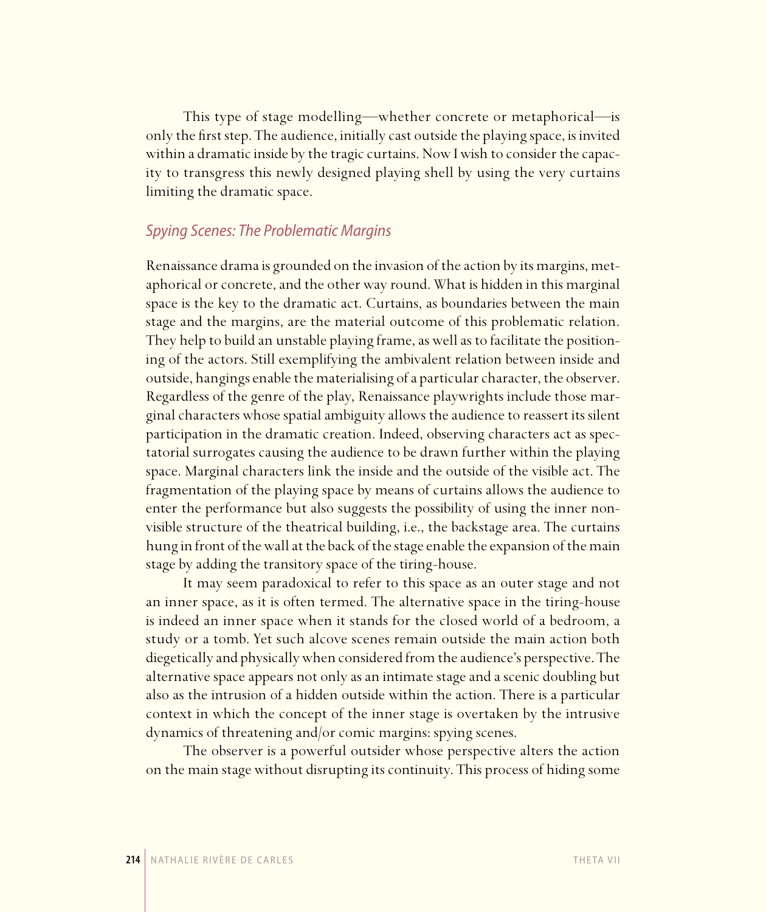This type of stage modelling—whether concrete or metaphorical—is only the first step. The audience, initially cast outside the playing space, is invited within a dramatic inside by the tragic curtains. Now I wish to consider the capacity to transgress this newly designed playing shell by using the very curtains limiting the dramatic space.

## *Spying Scenes: The Problematic Margins*

Renaissance drama is grounded on the invasion of the action by its margins, metaphorical or concrete, and the other way round. What is hidden in this marginal space is the key to the dramatic act. Curtains, as boundaries between the main stage and the margins, are the material outcome of this problematic relation. They help to build an unstable playing frame, as well as to facilitate the positioning of the actors. Still exemplifying the ambivalent relation between inside and outside, hangings enable the materialising of a particular character, the observer. Regardless of the genre of the play, Renaissance playwrights include those marginal characters whose spatial ambiguity allows the audience to reassert its silent participation in the dramatic creation. Indeed, observing characters act as spectatorial surrogates causing the audience to be drawn further within the playing space. Marginal characters link the inside and the outside of the visible act. The fragmentation of the playing space by means of curtains allows the audience to enter the performance but also suggests the possibility of using the inner non-visible structure of the theatrical building, i.e., the backstage area. The curtains hung in front of the wall at the back of the stage enable the expansion of the main stage by adding the transitory space of the tiring-house.

It may seem paradoxical to refer to this space as an outer stage and not an inner space, as it is often termed. The alternative space in the tiring-house is indeed an inner space when it stands for the closed world of a bedroom, a study or a tomb. Yet such alcove scenes remain outside the main action both diegetically and physically when considered from the audience's perspective. The alternative space appears not only as an intimate stage and a scenic doubling but also as the intrusion of a hidden outside within the action. There is a particular context in which the concept of the inner stage is overtaken by the intrusive dynamics of threatening and/or comic margins: spying scenes.

The observer is a powerful outsider whose perspective alters the action on the main stage without disrupting its continuity. This process of hiding some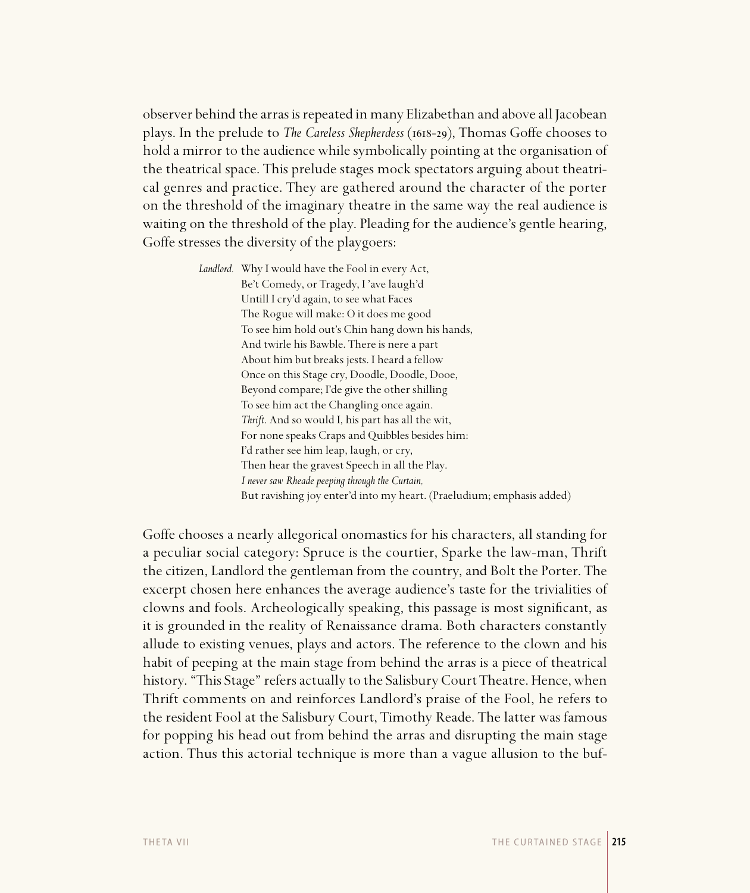observer behind the arras is repeated in many Elizabethan and above all Jacobean plays. In the prelude to *The Careless Shepherdess* (1618-29), Thomas Goffe chooses to hold a mirror to the audience while symbolically pointing at the organisation of the theatrical space. This prelude stages mock spectators arguing about theatrical genres and practice. They are gathered around the character of the porter on the threshold of the imaginary theatre in the same way the real audience is waiting on the threshold of the play. Pleading for the audience's gentle hearing, Goffe stresses the diversity of the playgoers:

> *Landlord.* Why I would have the Fool in every Act,
> Be't Comedy, or Tragedy, I 'ave laugh'd
> Untill I cry'd again, to see what Faces
> The Rogue will make: O it does me good
> To see him hold out's Chin hang down his hands,
> And twirle his Bawble. There is nere a part
> About him but breaks jests. I heard a fellow
> Once on this Stage cry, Doodle, Doodle, Dooe,
> Beyond compare; I'de give the other shilling
> To see him act the Changling once again.
> *Thrift.* And so would I, his part has all the wit,
> For none speaks Craps and Quibbles besides him:
> I'd rather see him leap, laugh, or cry,
> Then hear the gravest Speech in all the Play.
> *I never saw Rheade peeping through the Curtain,*
> But ravishing joy enter'd into my heart. (Praeludium; emphasis added)

Goffe chooses a nearly allegorical onomastics for his characters, all standing for a peculiar social category: Spruce is the courtier, Sparke the law-man, Thrift the citizen, Landlord the gentleman from the country, and Bolt the Porter. The excerpt chosen here enhances the average audience's taste for the trivialities of clowns and fools. Archeologically speaking, this passage is most significant, as it is grounded in the reality of Renaissance drama. Both characters constantly allude to existing venues, plays and actors. The reference to the clown and his habit of peeping at the main stage from behind the arras is a piece of theatrical history. "This Stage" refers actually to the Salisbury Court Theatre. Hence, when Thrift comments on and reinforces Landlord's praise of the Fool, he refers to the resident Fool at the Salisbury Court, Timothy Reade. The latter was famous for popping his head out from behind the arras and disrupting the main stage action. Thus this actorial technique is more than a vague allusion to the buf-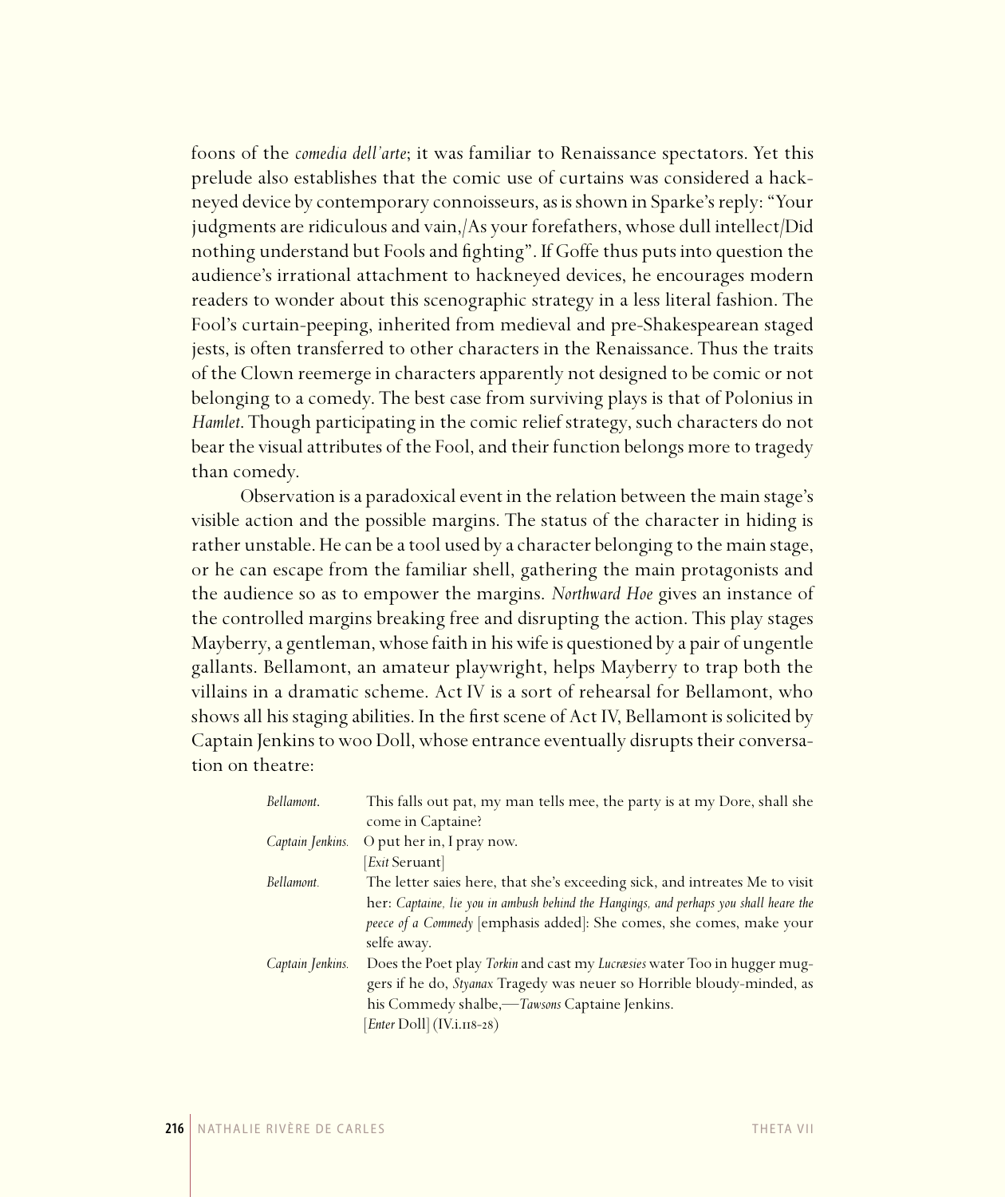foons of the *comedia dell'arte*; it was familiar to Renaissance spectators. Yet this prelude also establishes that the comic use of curtains was considered a hackneyed device by contemporary connoisseurs, as is shown in Sparke's reply: "Your judgments are ridiculous and vain,/As your forefathers, whose dull intellect/Did nothing understand but Fools and fighting". If Goffe thus puts into question the audience's irrational attachment to hackneyed devices, he encourages modern readers to wonder about this scenographic strategy in a less literal fashion. The Fool's curtain-peeping, inherited from medieval and pre-Shakespearean staged jests, is often transferred to other characters in the Renaissance. Thus the traits of the Clown reemerge in characters apparently not designed to be comic or not belonging to a comedy. The best case from surviving plays is that of Polonius in *Hamlet*. Though participating in the comic relief strategy, such characters do not bear the visual attributes of the Fool, and their function belongs more to tragedy than comedy.

Observation is a paradoxical event in the relation between the main stage's visible action and the possible margins. The status of the character in hiding is rather unstable. He can be a tool used by a character belonging to the main stage, or he can escape from the familiar shell, gathering the main protagonists and the audience so as to empower the margins. *Northward Hoe* gives an instance of the controlled margins breaking free and disrupting the action. This play stages Mayberry, a gentleman, whose faith in his wife is questioned by a pair of ungentle gallants. Bellamont, an amateur playwright, helps Mayberry to trap both the villains in a dramatic scheme. Act IV is a sort of rehearsal for Bellamont, who shows all his staging abilities. In the first scene of Act IV, Bellamont is solicited by Captain Jenkins to woo Doll, whose entrance eventually disrupts their conversation on theatre:

> *Bellamont*. This falls out pat, my man tells mee, the party is at my Dore, shall she come in Captaine?
>
> *Captain Jenkins*. O put her in, I pray now.
>
> [*Exit* Seruant]
>
> *Bellamont*. The letter saies here, that she's exceeding sick, and intreates Me to visit her: *Captaine, lie you in ambush behind the Hangings, and perhaps you shall heare the peece of a Commedy* [emphasis added]: She comes, she comes, make your selfe away.
>
> *Captain Jenkins*. Does the Poet play *Torkin* and cast my *Lucræsies* water Too in hugger muggers if he do, *Styanax* Tragedy was neuer so Horrible bloudy-minded, as his Commedy shalbe,—*Tawsons* Captaine Jenkins.
>
> [*Enter* Doll] (IV.i.118-28)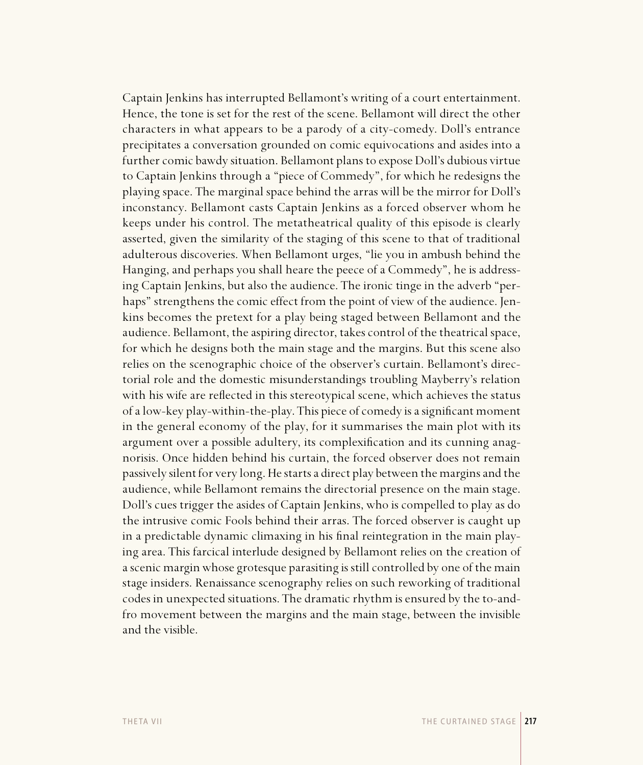Captain Jenkins has interrupted Bellamont's writing of a court entertainment. Hence, the tone is set for the rest of the scene. Bellamont will direct the other characters in what appears to be a parody of a city-comedy. Doll's entrance precipitates a conversation grounded on comic equivocations and asides into a further comic bawdy situation. Bellamont plans to expose Doll's dubious virtue to Captain Jenkins through a "piece of Commedy", for which he redesigns the playing space. The marginal space behind the arras will be the mirror for Doll's inconstancy. Bellamont casts Captain Jenkins as a forced observer whom he keeps under his control. The metatheatrical quality of this episode is clearly asserted, given the similarity of the staging of this scene to that of traditional adulterous discoveries. When Bellamont urges, "lie you in ambush behind the Hanging, and perhaps you shall heare the peece of a Commedy", he is addressing Captain Jenkins, but also the audience. The ironic tinge in the adverb "perhaps" strengthens the comic effect from the point of view of the audience. Jenkins becomes the pretext for a play being staged between Bellamont and the audience. Bellamont, the aspiring director, takes control of the theatrical space, for which he designs both the main stage and the margins. But this scene also relies on the scenographic choice of the observer's curtain. Bellamont's directorial role and the domestic misunderstandings troubling Mayberry's relation with his wife are reflected in this stereotypical scene, which achieves the status of a low-key play-within-the-play. This piece of comedy is a significant moment in the general economy of the play, for it summarises the main plot with its argument over a possible adultery, its complexification and its cunning anagnorisis. Once hidden behind his curtain, the forced observer does not remain passively silent for very long. He starts a direct play between the margins and the audience, while Bellamont remains the directorial presence on the main stage. Doll's cues trigger the asides of Captain Jenkins, who is compelled to play as do the intrusive comic Fools behind their arras. The forced observer is caught up in a predictable dynamic climaxing in his final reintegration in the main playing area. This farcical interlude designed by Bellamont relies on the creation of a scenic margin whose grotesque parasiting is still controlled by one of the main stage insiders. Renaissance scenography relies on such reworking of traditional codes in unexpected situations. The dramatic rhythm is ensured by the to-and-fro movement between the margins and the main stage, between the invisible and the visible.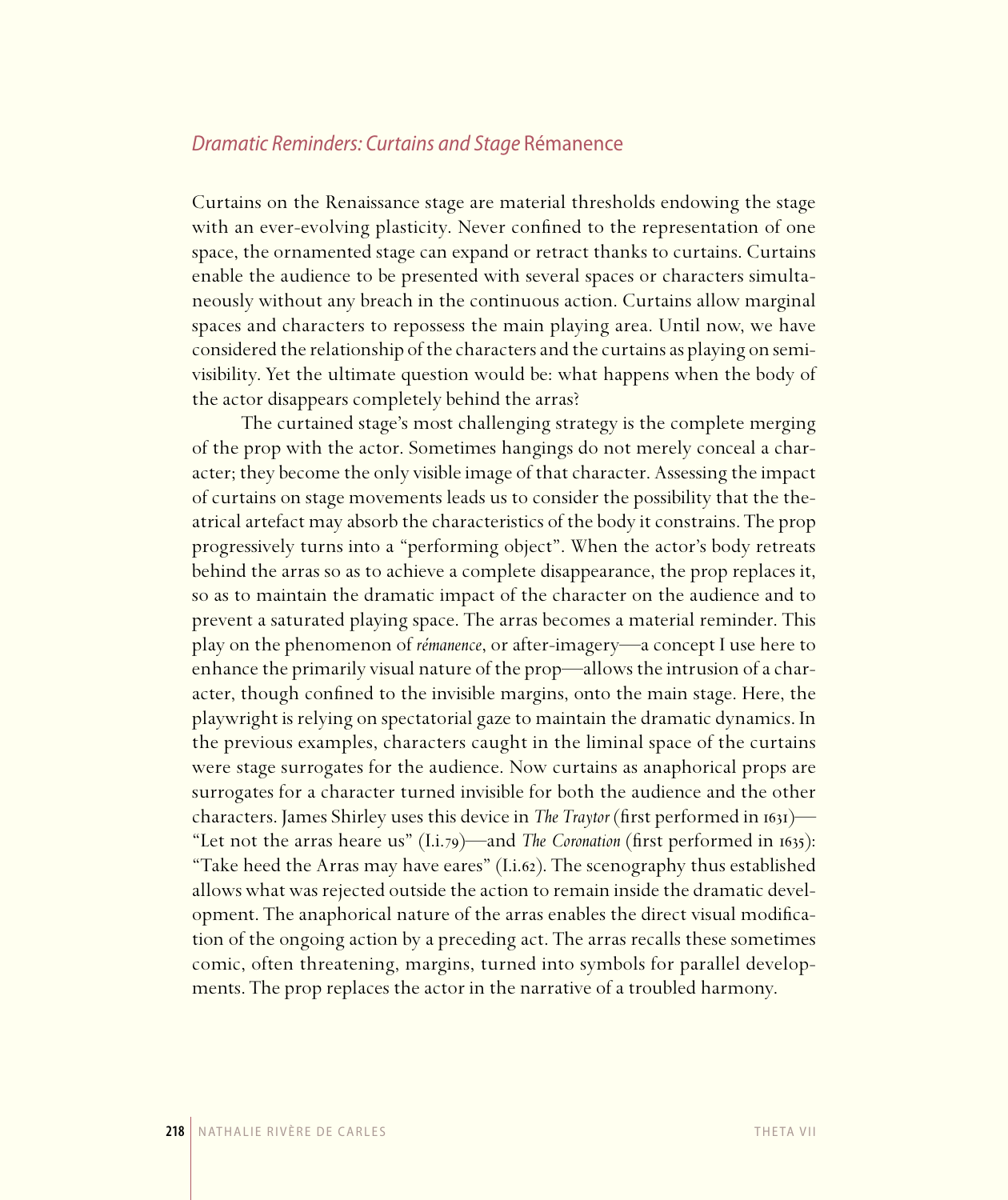## *Dramatic Reminders: Curtains and Stage* Rémanence

Curtains on the Renaissance stage are material thresholds endowing the stage with an ever-evolving plasticity. Never confined to the representation of one space, the ornamented stage can expand or retract thanks to curtains. Curtains enable the audience to be presented with several spaces or characters simultaneously without any breach in the continuous action. Curtains allow marginal spaces and characters to repossess the main playing area. Until now, we have considered the relationship of the characters and the curtains as playing on semi-visibility. Yet the ultimate question would be: what happens when the body of the actor disappears completely behind the arras?

The curtained stage's most challenging strategy is the complete merging of the prop with the actor. Sometimes hangings do not merely conceal a character; they become the only visible image of that character. Assessing the impact of curtains on stage movements leads us to consider the possibility that the theatrical artefact may absorb the characteristics of the body it constrains. The prop progressively turns into a "performing object". When the actor's body retreats behind the arras so as to achieve a complete disappearance, the prop replaces it, so as to maintain the dramatic impact of the character on the audience and to prevent a saturated playing space. The arras becomes a material reminder. This play on the phenomenon of *rémanence*, or after-imagery—a concept I use here to enhance the primarily visual nature of the prop—allows the intrusion of a character, though confined to the invisible margins, onto the main stage. Here, the playwright is relying on spectatorial gaze to maintain the dramatic dynamics. In the previous examples, characters caught in the liminal space of the curtains were stage surrogates for the audience. Now curtains as anaphorical props are surrogates for a character turned invisible for both the audience and the other characters. James Shirley uses this device in *The Traytor* (first performed in 1631)—"Let not the arras heare us" (I.i.79)—and *The Coronation* (first performed in 1635): "Take heed the Arras may have eares" (I.i.62). The scenography thus established allows what was rejected outside the action to remain inside the dramatic development. The anaphorical nature of the arras enables the direct visual modification of the ongoing action by a preceding act. The arras recalls these sometimes comic, often threatening, margins, turned into symbols for parallel developments. The prop replaces the actor in the narrative of a troubled harmony.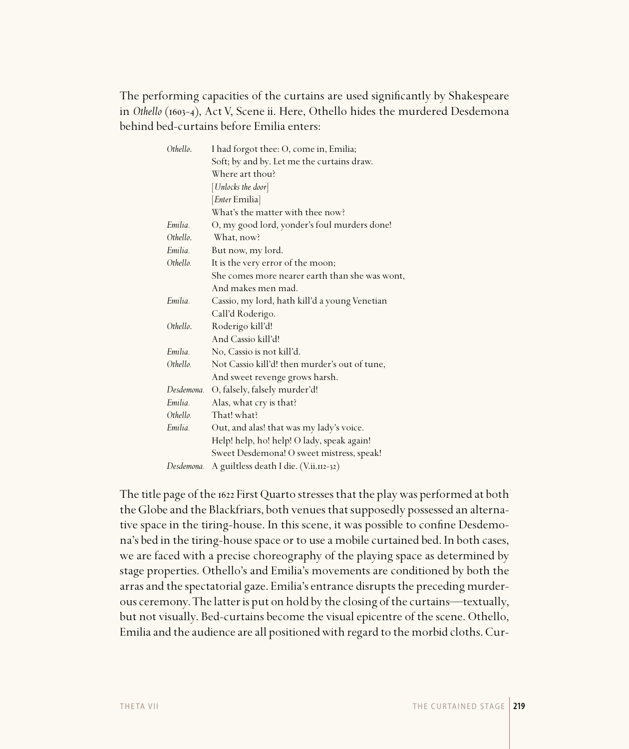The performing capacities of the curtains are used significantly by Shakespeare in *Othello* (1603-4), Act V, Scene ii. Here, Othello hides the murdered Desdemona behind bed-curtains before Emilia enters:

> *Othello.* I had forgot thee: O, come in, Emilia;
> Soft; by and by. Let me the curtains draw.
> Where art thou?
> [*Unlocks the door*]
> [*Enter* Emilia]
> What's the matter with thee now?
> *Emilia.* O, my good lord, yonder's foul murders done!
> *Othello.* What, now?
> *Emilia.* But now, my lord.
> *Othello.* It is the very error of the moon;
> She comes more nearer earth than she was wont,
> And makes men mad.
> *Emilia.* Cassio, my lord, hath kill'd a young Venetian
> Call'd Roderigo.
> *Othello.* Roderigo kill'd!
> And Cassio kill'd!
> *Emilia.* No, Cassio is not kill'd.
> *Othello.* Not Cassio kill'd! then murder's out of tune,
> And sweet revenge grows harsh.
> *Desdemona.* O, falsely, falsely murder'd!
> *Emilia.* Alas, what cry is that?
> *Othello.* That! what?
> *Emilia.* Out, and alas! that was my lady's voice.
> Help! help, ho! help! O lady, speak again!
> Sweet Desdemona! O sweet mistress, speak!
> *Desdemona.* A guiltless death I die. (V.ii.112-32)

The title page of the 1622 First Quarto stresses that the play was performed at both the Globe and the Blackfriars, both venues that supposedly possessed an alternative space in the tiring-house. In this scene, it was possible to confine Desdemona's bed in the tiring-house space or to use a mobile curtained bed. In both cases, we are faced with a precise choreography of the playing space as determined by stage properties. Othello's and Emilia's movements are conditioned by both the arras and the spectatorial gaze. Emilia's entrance disrupts the preceding murderous ceremony. The latter is put on hold by the closing of the curtains—textually, but not visually. Bed-curtains become the visual epicentre of the scene. Othello, Emilia and the audience are all positioned with regard to the morbid cloths. Cur-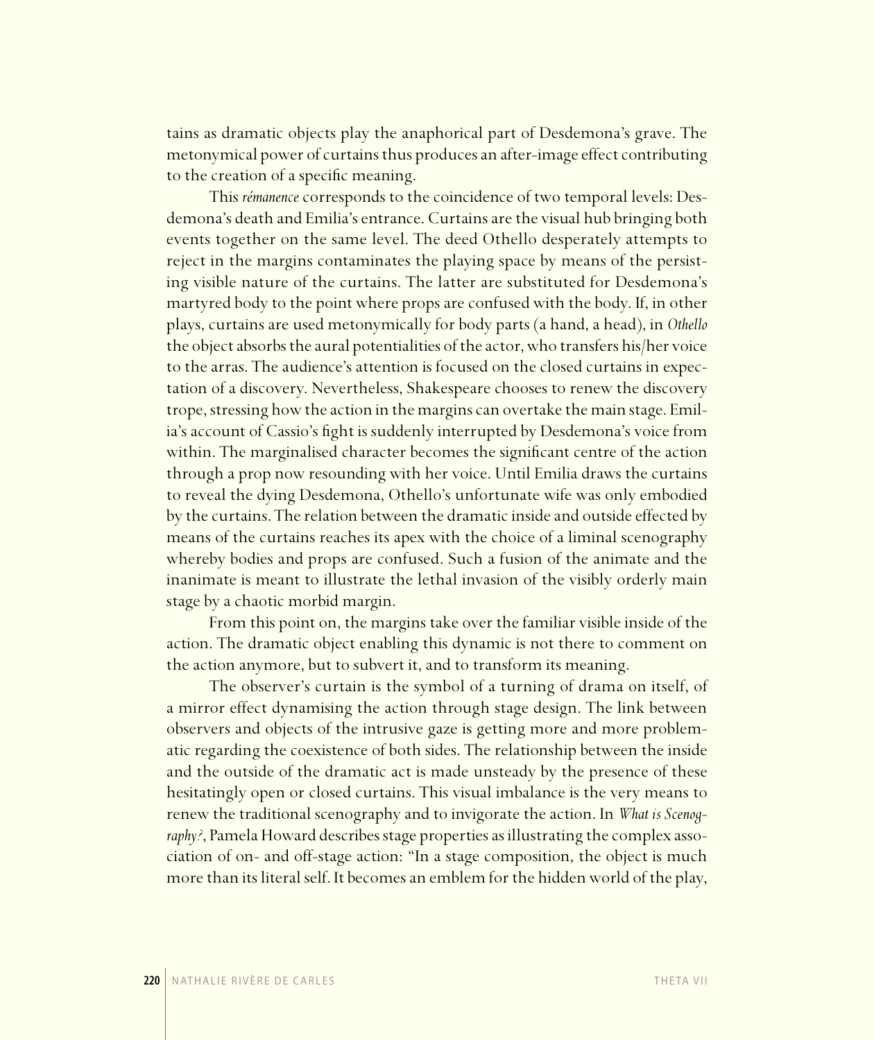tains as dramatic objects play the anaphorical part of Desdemona's grave. The metonymical power of curtains thus produces an after-image effect contributing to the creation of a specific meaning.

This *rémanence* corresponds to the coincidence of two temporal levels: Desdemona's death and Emilia's entrance. Curtains are the visual hub bringing both events together on the same level. The deed Othello desperately attempts to reject in the margins contaminates the playing space by means of the persisting visible nature of the curtains. The latter are substituted for Desdemona's martyred body to the point where props are confused with the body. If, in other plays, curtains are used metonymically for body parts (a hand, a head), in *Othello* the object absorbs the aural potentialities of the actor, who transfers his/her voice to the arras. The audience's attention is focused on the closed curtains in expectation of a discovery. Nevertheless, Shakespeare chooses to renew the discovery trope, stressing how the action in the margins can overtake the main stage. Emilia's account of Cassio's fight is suddenly interrupted by Desdemona's voice from within. The marginalised character becomes the significant centre of the action through a prop now resounding with her voice. Until Emilia draws the curtains to reveal the dying Desdemona, Othello's unfortunate wife was only embodied by the curtains. The relation between the dramatic inside and outside effected by means of the curtains reaches its apex with the choice of a liminal scenography whereby bodies and props are confused. Such a fusion of the animate and the inanimate is meant to illustrate the lethal invasion of the visibly orderly main stage by a chaotic morbid margin.

From this point on, the margins take over the familiar visible inside of the action. The dramatic object enabling this dynamic is not there to comment on the action anymore, but to subvert it, and to transform its meaning.

The observer's curtain is the symbol of a turning of drama on itself, of a mirror effect dynamising the action through stage design. The link between observers and objects of the intrusive gaze is getting more and more problematic regarding the coexistence of both sides. The relationship between the inside and the outside of the dramatic act is made unsteady by the presence of these hesitatingly open or closed curtains. This visual imbalance is the very means to renew the traditional scenography and to invigorate the action. In *What is Scenography?*, Pamela Howard describes stage properties as illustrating the complex association of on- and off-stage action: "In a stage composition, the object is much more than its literal self. It becomes an emblem for the hidden world of the play,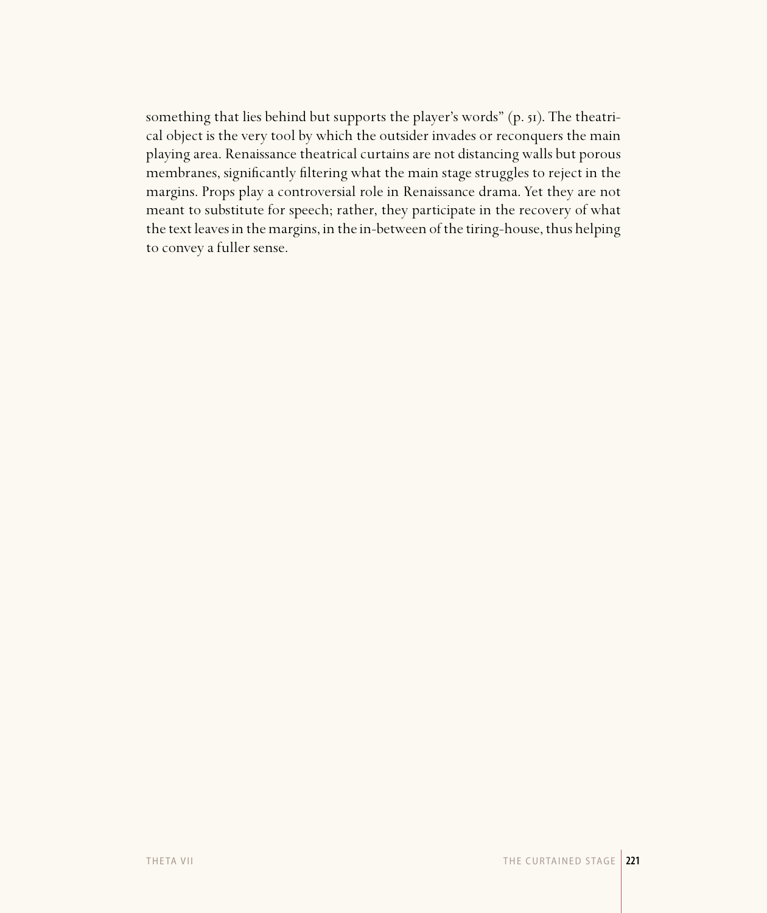something that lies behind but supports the player's words" (p. 51). The theatrical object is the very tool by which the outsider invades or reconquers the main playing area. Renaissance theatrical curtains are not distancing walls but porous membranes, significantly filtering what the main stage struggles to reject in the margins. Props play a controversial role in Renaissance drama. Yet they are not meant to substitute for speech; rather, they participate in the recovery of what the text leaves in the margins, in the in-between of the tiring-house, thus helping to convey a fuller sense.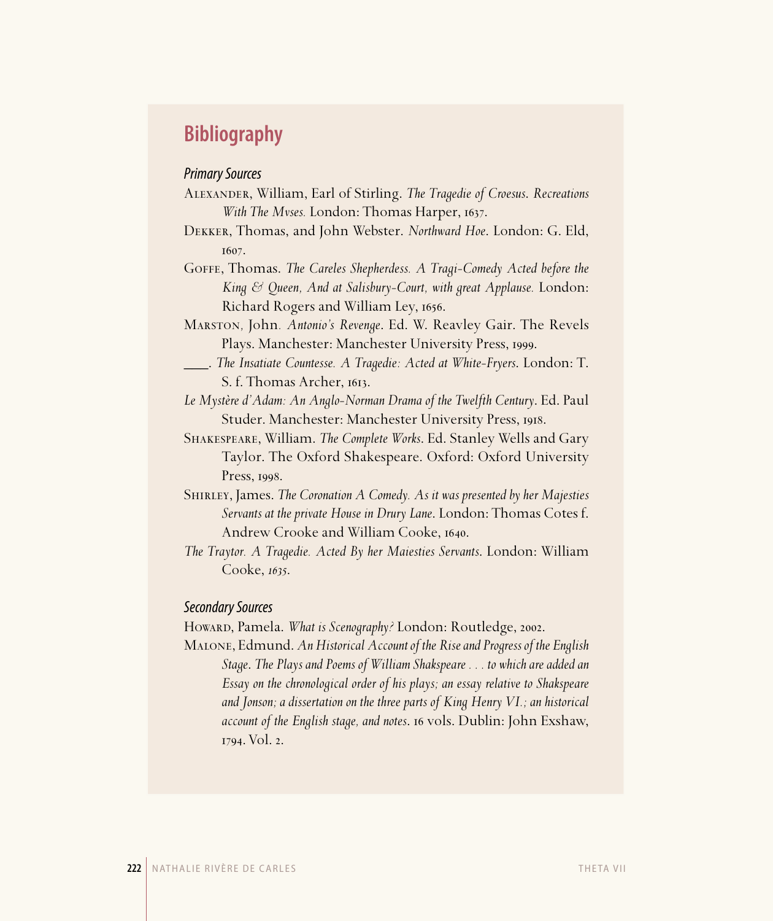## Bibliography

### *Primary Sources*

Alexander, William, Earl of Stirling. *The Tragedie of Croesus. Recreations With The Mvses.* London: Thomas Harper, 1637.

Dekker, Thomas, and John Webster. *Northward Hoe*. London: G. Eld, 1607.

Goffe, Thomas. *The Careles Shepherdess. A Tragi-Comedy Acted before the King & Queen, And at Salisbury-Court, with great Applause.* London: Richard Rogers and William Ley, 1656.

Marston, John. *Antonio's Revenge*. Ed. W. Reavley Gair. The Revels Plays. Manchester: Manchester University Press, 1999.

___. *The Insatiate Countesse. A Tragedie: Acted at White-Fryers*. London: T. S. f. Thomas Archer, 1613.

*Le Mystère d'Adam: An Anglo-Norman Drama of the Twelfth Century*. Ed. Paul Studer. Manchester: Manchester University Press, 1918.

Shakespeare, William. *The Complete Works*. Ed. Stanley Wells and Gary Taylor. The Oxford Shakespeare. Oxford: Oxford University Press, 1998.

Shirley, James. *The Coronation A Comedy. As it was presented by her Majesties Servants at the private House in Drury Lane*. London: Thomas Cotes f. Andrew Crooke and William Cooke, 1640.

*The Traytor. A Tragedie. Acted By her Maiesties Servants*. London: William Cooke, *1635*.

### *Secondary Sources*

Howard, Pamela. *What is Scenography?* London: Routledge, 2002.

Malone, Edmund. *An Historical Account of the Rise and Progress of the English Stage. The Plays and Poems of William Shakspeare . . . to which are added an Essay on the chronological order of his plays; an essay relative to Shakspeare and Jonson; a dissertation on the three parts of King Henry VI.; an historical account of the English stage, and notes*. 16 vols. Dublin: John Exshaw, 1794. Vol. 2.